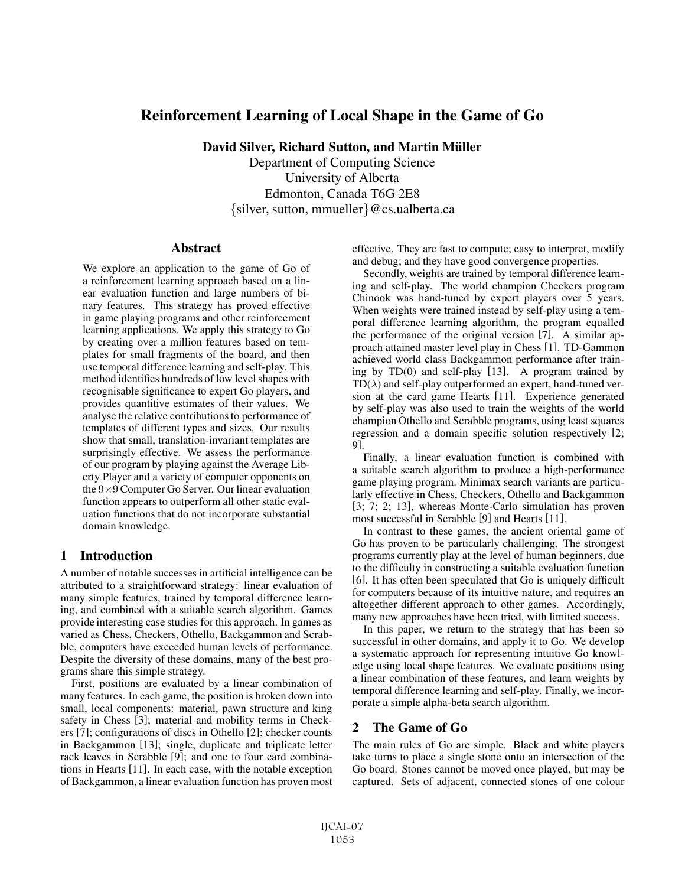# Reinforcement Learning of Local Shape in the Game of Go

**David Silver, Richard Sutton, and Martin Müller**

Department of Computing Science
University of Alberta
Edmonton, Canada T6G 2E8
{silver, sutton, mmueller}@cs.ualberta.ca

## Abstract

We explore an application to the game of Go of a reinforcement learning approach based on a linear evaluation function and large numbers of binary features. This strategy has proved effective in game playing programs and other reinforcement learning applications. We apply this strategy to Go by creating over a million features based on templates for small fragments of the board, and then use temporal difference learning and self-play. This method identifies hundreds of low level shapes with recognisable significance to expert Go players, and provides quantitive estimates of their values. We analyse the relative contributions to performance of templates of different types and sizes. Our results show that small, translation-invariant templates are surprisingly effective. We assess the performance of our program by playing against the Average Liberty Player and a variety of computer opponents on the 9×9 Computer Go Server. Our linear evaluation function appears to outperform all other static evaluation functions that do not incorporate substantial domain knowledge.

## 1 Introduction

A number of notable successes in artificial intelligence can be attributed to a straightforward strategy: linear evaluation of many simple features, trained by temporal difference learning, and combined with a suitable search algorithm. Games provide interesting case studies for this approach. In games as varied as Chess, Checkers, Othello, Backgammon and Scrabble, computers have exceeded human levels of performance. Despite the diversity of these domains, many of the best programs share this simple strategy.

First, positions are evaluated by a linear combination of many features. In each game, the position is broken down into small, local components: material, pawn structure and king safety in Chess [3]; material and mobility terms in Checkers [7]; configurations of discs in Othello [2]; checker counts in Backgammon [13]; single, duplicate and triplicate letter rack leaves in Scrabble [9]; and one to four card combinations in Hearts [11]. In each case, with the notable exception of Backgammon, a linear evaluation function has proven most effective. They are fast to compute; easy to interpret, modify and debug; and they have good convergence properties.

Secondly, weights are trained by temporal difference learning and self-play. The world champion Checkers program Chinook was hand-tuned by expert players over 5 years. When weights were trained instead by self-play using a temporal difference learning algorithm, the program equalled the performance of the original version [7]. A similar approach attained master level play in Chess [1]. TD-Gammon achieved world class Backgammon performance after training by TD(0) and self-play [13]. A program trained by TD($\lambda$) and self-play outperformed an expert, hand-tuned version at the card game Hearts [11]. Experience generated by self-play was also used to train the weights of the world champion Othello and Scrabble programs, using least squares regression and a domain specific solution respectively [2; 9].

Finally, a linear evaluation function is combined with a suitable search algorithm to produce a high-performance game playing program. Minimax search variants are particularly effective in Chess, Checkers, Othello and Backgammon [3; 7; 2; 13], whereas Monte-Carlo simulation has proven most successful in Scrabble [9] and Hearts [11].

In contrast to these games, the ancient oriental game of Go has proven to be particularly challenging. The strongest programs currently play at the level of human beginners, due to the difficulty in constructing a suitable evaluation function [6]. It has often been speculated that Go is uniquely difficult for computers because of its intuitive nature, and requires an altogether different approach to other games. Accordingly, many new approaches have been tried, with limited success.

In this paper, we return to the strategy that has been so successful in other domains, and apply it to Go. We develop a systematic approach for representing intuitive Go knowledge using local shape features. We evaluate positions using a linear combination of these features, and learn weights by temporal difference learning and self-play. Finally, we incorporate a simple alpha-beta search algorithm.

## 2 The Game of Go

The main rules of Go are simple. Black and white players take turns to place a single stone onto an intersection of the Go board. Stones cannot be moved once played, but may be captured. Sets of adjacent, connected stones of one colour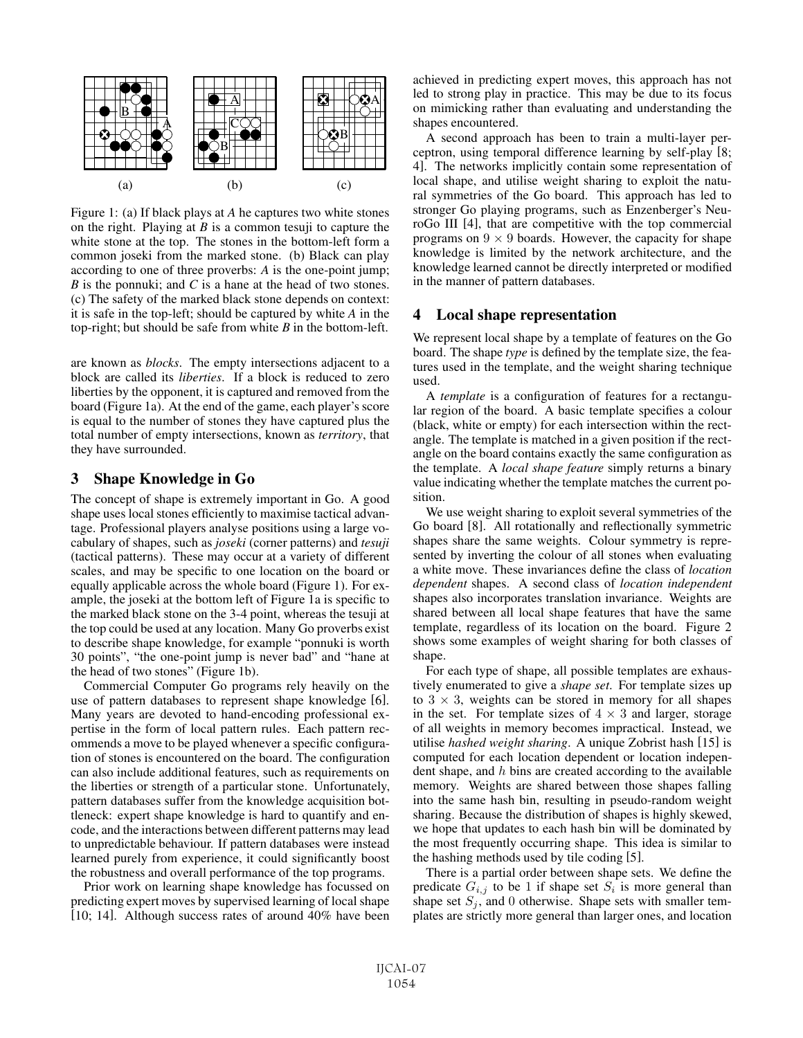Figure 1: (a) If black plays at *A* he captures two white stones on the right. Playing at *B* is a common tesuji to capture the white stone at the top. The stones in the bottom-left form a common joseki from the marked stone. (b) Black can play according to one of three proverbs: *A* is the one-point jump; *B* is the ponnuki; and *C* is a hane at the head of two stones. (c) The safety of the marked black stone depends on context: it is safe in the top-left; should be captured by white *A* in the top-right; but should be safe from white *B* in the bottom-left.

are known as *blocks*. The empty intersections adjacent to a block are called its *liberties*. If a block is reduced to zero liberties by the opponent, it is captured and removed from the board (Figure 1a). At the end of the game, each player's score is equal to the number of stones they have captured plus the total number of empty intersections, known as *territory*, that they have surrounded.

## 3 Shape Knowledge in Go

The concept of shape is extremely important in Go. A good shape uses local stones efficiently to maximise tactical advantage. Professional players analyse positions using a large vocabulary of shapes, such as *joseki* (corner patterns) and *tesuji* (tactical patterns). These may occur at a variety of different scales, and may be specific to one location on the board or equally applicable across the whole board (Figure 1). For example, the joseki at the bottom left of Figure 1a is specific to the marked black stone on the 3-4 point, whereas the tesuji at the top could be used at any location. Many Go proverbs exist to describe shape knowledge, for example "ponnuki is worth 30 points", "the one-point jump is never bad" and "hane at the head of two stones" (Figure 1b).

Commercial Computer Go programs rely heavily on the use of pattern databases to represent shape knowledge [6]. Many years are devoted to hand-encoding professional expertise in the form of local pattern rules. Each pattern recommends a move to be played whenever a specific configuration of stones is encountered on the board. The configuration can also include additional features, such as requirements on the liberties or strength of a particular stone. Unfortunately, pattern databases suffer from the knowledge acquisition bottleneck: expert shape knowledge is hard to quantify and encode, and the interactions between different patterns may lead to unpredictable behaviour. If pattern databases were instead learned purely from experience, it could significantly boost the robustness and overall performance of the top programs.

Prior work on learning shape knowledge has focussed on predicting expert moves by supervised learning of local shape [10; 14]. Although success rates of around 40% have been achieved in predicting expert moves, this approach has not led to strong play in practice. This may be due to its focus on mimicking rather than evaluating and understanding the shapes encountered.

A second approach has been to train a multi-layer perceptron, using temporal difference learning by self-play [8; 4]. The networks implicitly contain some representation of local shape, and utilise weight sharing to exploit the natural symmetries of the Go board. This approach has led to stronger Go playing programs, such as Enzenberger's NeuroGo III [4], that are competitive with the top commercial programs on $9 \times 9$ boards. However, the capacity for shape knowledge is limited by the network architecture, and the knowledge learned cannot be directly interpreted or modified in the manner of pattern databases.

## 4 Local shape representation

We represent local shape by a template of features on the Go board. The shape *type* is defined by the template size, the features used in the template, and the weight sharing technique used.

A *template* is a configuration of features for a rectangular region of the board. A basic template specifies a colour (black, white or empty) for each intersection within the rectangle. The template is matched in a given position if the rectangle on the board contains exactly the same configuration as the template. A *local shape feature* simply returns a binary value indicating whether the template matches the current position.

We use weight sharing to exploit several symmetries of the Go board [8]. All rotationally and reflectionally symmetric shapes share the same weights. Colour symmetry is represented by inverting the colour of all stones when evaluating a white move. These invariances define the class of *location dependent* shapes. A second class of *location independent* shapes also incorporates translation invariance. Weights are shared between all local shape features that have the same template, regardless of its location on the board. Figure 2 shows some examples of weight sharing for both classes of shape.

For each type of shape, all possible templates are exhaustively enumerated to give a *shape set*. For template sizes up to $3 \times 3$, weights can be stored in memory for all shapes in the set. For template sizes of $4 \times 3$ and larger, storage of all weights in memory becomes impractical. Instead, we utilise *hashed weight sharing*. A unique Zobrist hash [15] is computed for each location dependent or location independent shape, and $h$ bins are created according to the available memory. Weights are shared between those shapes falling into the same hash bin, resulting in pseudo-random weight sharing. Because the distribution of shapes is highly skewed, we hope that updates to each hash bin will be dominated by the most frequently occurring shape. This idea is similar to the hashing methods used by tile coding [5].

There is a partial order between shape sets. We define the predicate $G_{i,j}$ to be 1 if shape set $S_i$ is more general than shape set $S_j$, and 0 otherwise. Shape sets with smaller templates are strictly more general than larger ones, and location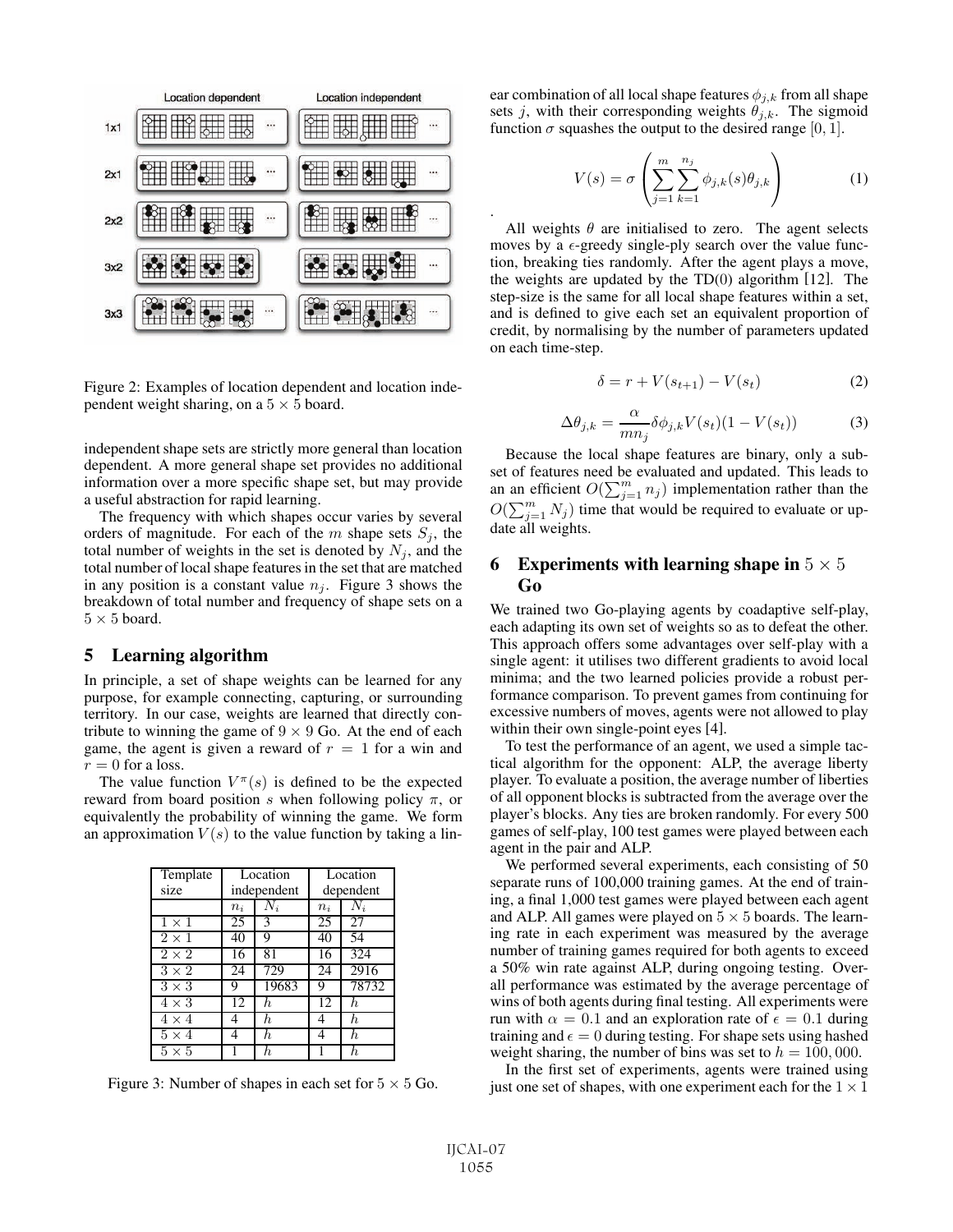Figure 2: Examples of location dependent and location independent weight sharing, on a $5 \times 5$ board.

independent shape sets are strictly more general than location dependent. A more general shape set provides no additional information over a more specific shape set, but may provide a useful abstraction for rapid learning.

The frequency with which shapes occur varies by several orders of magnitude. For each of the $m$ shape sets $S_j$, the total number of weights in the set is denoted by $N_j$, and the total number of local shape features in the set that are matched in any position is a constant value $n_j$. Figure 3 shows the breakdown of total number and frequency of shape sets on a $5 \times 5$ board.

## 5 Learning algorithm

In principle, a set of shape weights can be learned for any purpose, for example connecting, capturing, or surrounding territory. In our case, weights are learned that directly contribute to winning the game of $9 \times 9$ Go. At the end of each game, the agent is given a reward of $r = 1$ for a win and $r = 0$ for a loss.

The value function $V^{\pi}(s)$ is defined to be the expected reward from board position $s$ when following policy $\pi$, or equivalently the probability of winning the game. We form an approximation $V(s)$ to the value function by taking a linear combination of all local shape features $\phi_{j,k}$ from all shape sets $j$, with their corresponding weights $\theta_{j,k}$. The sigmoid function $\sigma$ squashes the output to the desired range $[0, 1]$.

$$V(s) = \sigma\left(\sum_{j=1}^{m}\sum_{k=1}^{n_j}\phi_{j,k}(s)\theta_{j,k}\right) \tag{1}$$

.

All weights $\theta$ are initialised to zero. The agent selects moves by a $\epsilon$-greedy single-ply search over the value function, breaking ties randomly. After the agent plays a move, the weights are updated by the TD(0) algorithm [12]. The step-size is the same for all local shape features within a set, and is defined to give each set an equivalent proportion of credit, by normalising by the number of parameters updated on each time-step.

$$\delta = r + V(s_{t+1}) - V(s_t) \tag{2}$$

$$\Delta\theta_{j,k} = \frac{\alpha}{mn_j}\delta\phi_{j,k}V(s_t)(1 - V(s_t)) \tag{3}$$

Because the local shape features are binary, only a subset of features need be evaluated and updated. This leads to an an efficient $O(\sum_{j=1}^{m} n_j)$ implementation rather than the $O(\sum_{j=1}^{m} N_j)$ time that would be required to evaluate or update all weights.

| Template size | Location independent | | Location dependent | |
|---|---|---|---|---|
| | $n_i$ | $N_i$ | $n_i$ | $N_i$ |
| $1 \times 1$ | 25 | 3 | 25 | 27 |
| $2 \times 1$ | 40 | 9 | 40 | 54 |
| $2 \times 2$ | 16 | 81 | 16 | 324 |
| $3 \times 2$ | 24 | 729 | 24 | 2916 |
| $3 \times 3$ | 9 | 19683 | 9 | 78732 |
| $4 \times 3$ | 12 | $h$ | 12 | $h$ |
| $4 \times 4$ | 4 | $h$ | 4 | $h$ |
| $5 \times 4$ | 4 | $h$ | 4 | $h$ |
| $5 \times 5$ | 1 | $h$ | 1 | $h$ |

Figure 3: Number of shapes in each set for $5 \times 5$ Go.

## 6 Experiments with learning shape in $5 \times 5$ Go

We trained two Go-playing agents by coadaptive self-play, each adapting its own set of weights so as to defeat the other. This approach offers some advantages over self-play with a single agent: it utilises two different gradients to avoid local minima; and the two learned policies provide a robust performance comparison. To prevent games from continuing for excessive numbers of moves, agents were not allowed to play within their own single-point eyes [4].

To test the performance of an agent, we used a simple tactical algorithm for the opponent: ALP, the average liberty player. To evaluate a position, the average number of liberties of all opponent blocks is subtracted from the average over the player's blocks. Any ties are broken randomly. For every 500 games of self-play, 100 test games were played between each agent in the pair and ALP.

We performed several experiments, each consisting of 50 separate runs of 100,000 training games. At the end of training, a final 1,000 test games were played between each agent and ALP. All games were played on $5 \times 5$ boards. The learning rate in each experiment was measured by the average number of training games required for both agents to exceed a 50% win rate against ALP, during ongoing testing. Overall performance was estimated by the average percentage of wins of both agents during final testing. All experiments were run with $\alpha = 0.1$ and an exploration rate of $\epsilon = 0.1$ during training and $\epsilon = 0$ during testing. For shape sets using hashed weight sharing, the number of bins was set to $h = 100,000$.

In the first set of experiments, agents were trained using just one set of shapes, with one experiment each for the $1 \times 1$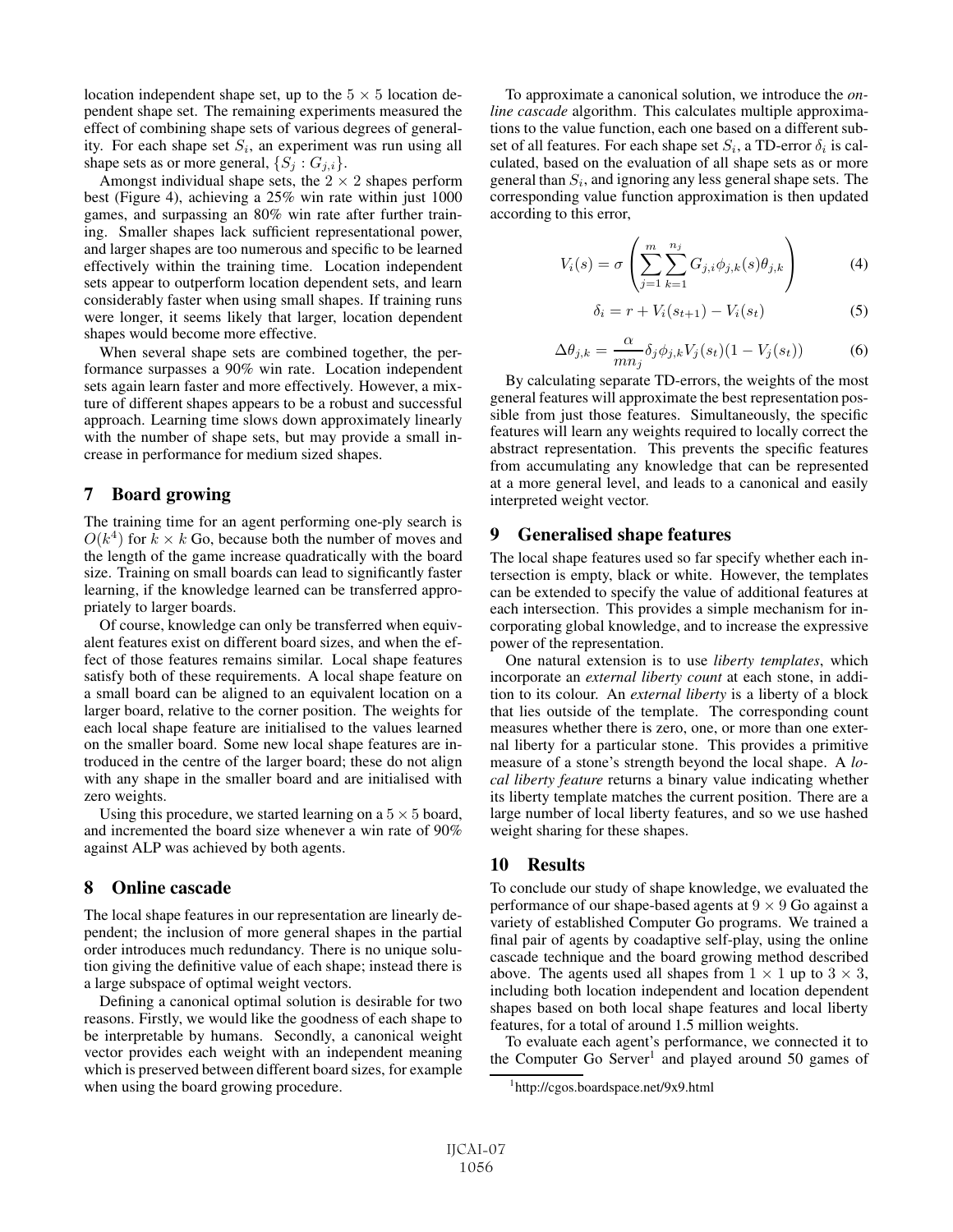location independent shape set, up to the $5 \times 5$ location dependent shape set. The remaining experiments measured the effect of combining shape sets of various degrees of generality. For each shape set $S_i$, an experiment was run using all shape sets as or more general, $\{S_j : G_{j,i}\}$.

Amongst individual shape sets, the $2 \times 2$ shapes perform best (Figure 4), achieving a 25% win rate within just 1000 games, and surpassing an 80% win rate after further training. Smaller shapes lack sufficient representational power, and larger shapes are too numerous and specific to be learned effectively within the training time. Location independent sets appear to outperform location dependent sets, and learn considerably faster when using small shapes. If training runs were longer, it seems likely that larger, location dependent shapes would become more effective.

When several shape sets are combined together, the performance surpasses a 90% win rate. Location independent sets again learn faster and more effectively. However, a mixture of different shapes appears to be a robust and successful approach. Learning time slows down approximately linearly with the number of shape sets, but may provide a small increase in performance for medium sized shapes.

## 7 Board growing

The training time for an agent performing one-ply search is $O(k^4)$ for $k \times k$ Go, because both the number of moves and the length of the game increase quadratically with the board size. Training on small boards can lead to significantly faster learning, if the knowledge learned can be transferred appropriately to larger boards.

Of course, knowledge can only be transferred when equivalent features exist on different board sizes, and when the effect of those features remains similar. Local shape features satisfy both of these requirements. A local shape feature on a small board can be aligned to an equivalent location on a larger board, relative to the corner position. The weights for each local shape feature are initialised to the values learned on the smaller board. Some new local shape features are introduced in the centre of the larger board; these do not align with any shape in the smaller board and are initialised with zero weights.

Using this procedure, we started learning on a $5 \times 5$ board, and incremented the board size whenever a win rate of 90% against ALP was achieved by both agents.

## 8 Online cascade

The local shape features in our representation are linearly dependent; the inclusion of more general shapes in the partial order introduces much redundancy. There is no unique solution giving the definitive value of each shape; instead there is a large subspace of optimal weight vectors.

Defining a canonical optimal solution is desirable for two reasons. Firstly, we would like the goodness of each shape to be interpretable by humans. Secondly, a canonical weight vector provides each weight with an independent meaning which is preserved between different board sizes, for example when using the board growing procedure.

To approximate a canonical solution, we introduce the *online cascade* algorithm. This calculates multiple approximations to the value function, each one based on a different subset of all features. For each shape set $S_i$, a TD-error $\delta_i$ is calculated, based on the evaluation of all shape sets as or more general than $S_i$, and ignoring any less general shape sets. The corresponding value function approximation is then updated according to this error,

$$V_i(s) = \sigma \left( \sum_{j=1}^{m} \sum_{k=1}^{n_j} G_{j,i} \phi_{j,k}(s) \theta_{j,k} \right) \tag{4}$$

$$\delta_i = r + V_i(s_{t+1}) - V_i(s_t) \tag{5}$$

$$\Delta\theta_{j,k} = \frac{\alpha}{m n_j} \delta_j \phi_{j,k} V_j(s_t)(1 - V_j(s_t)) \tag{6}$$

By calculating separate TD-errors, the weights of the most general features will approximate the best representation possible from just those features. Simultaneously, the specific features will learn any weights required to locally correct the abstract representation. This prevents the specific features from accumulating any knowledge that can be represented at a more general level, and leads to a canonical and easily interpreted weight vector.

## 9 Generalised shape features

The local shape features used so far specify whether each intersection is empty, black or white. However, the templates can be extended to specify the value of additional features at each intersection. This provides a simple mechanism for incorporating global knowledge, and to increase the expressive power of the representation.

One natural extension is to use *liberty templates*, which incorporate an *external liberty count* at each stone, in addition to its colour. An *external liberty* is a liberty of a block that lies outside of the template. The corresponding count measures whether there is zero, one, or more than one external liberty for a particular stone. This provides a primitive measure of a stone's strength beyond the local shape. A *local liberty feature* returns a binary value indicating whether its liberty template matches the current position. There are a large number of local liberty features, and so we use hashed weight sharing for these shapes.

## 10 Results

To conclude our study of shape knowledge, we evaluated the performance of our shape-based agents at $9 \times 9$ Go against a variety of established Computer Go programs. We trained a final pair of agents by coadaptive self-play, using the online cascade technique and the board growing method described above. The agents used all shapes from $1 \times 1$ up to $3 \times 3$, including both location independent and location dependent shapes based on both local shape features and local liberty features, for a total of around 1.5 million weights.

To evaluate each agent's performance, we connected it to the Computer Go Server[1] and played around 50 games of

[1] http://cgos.boardspace.net/9x9.html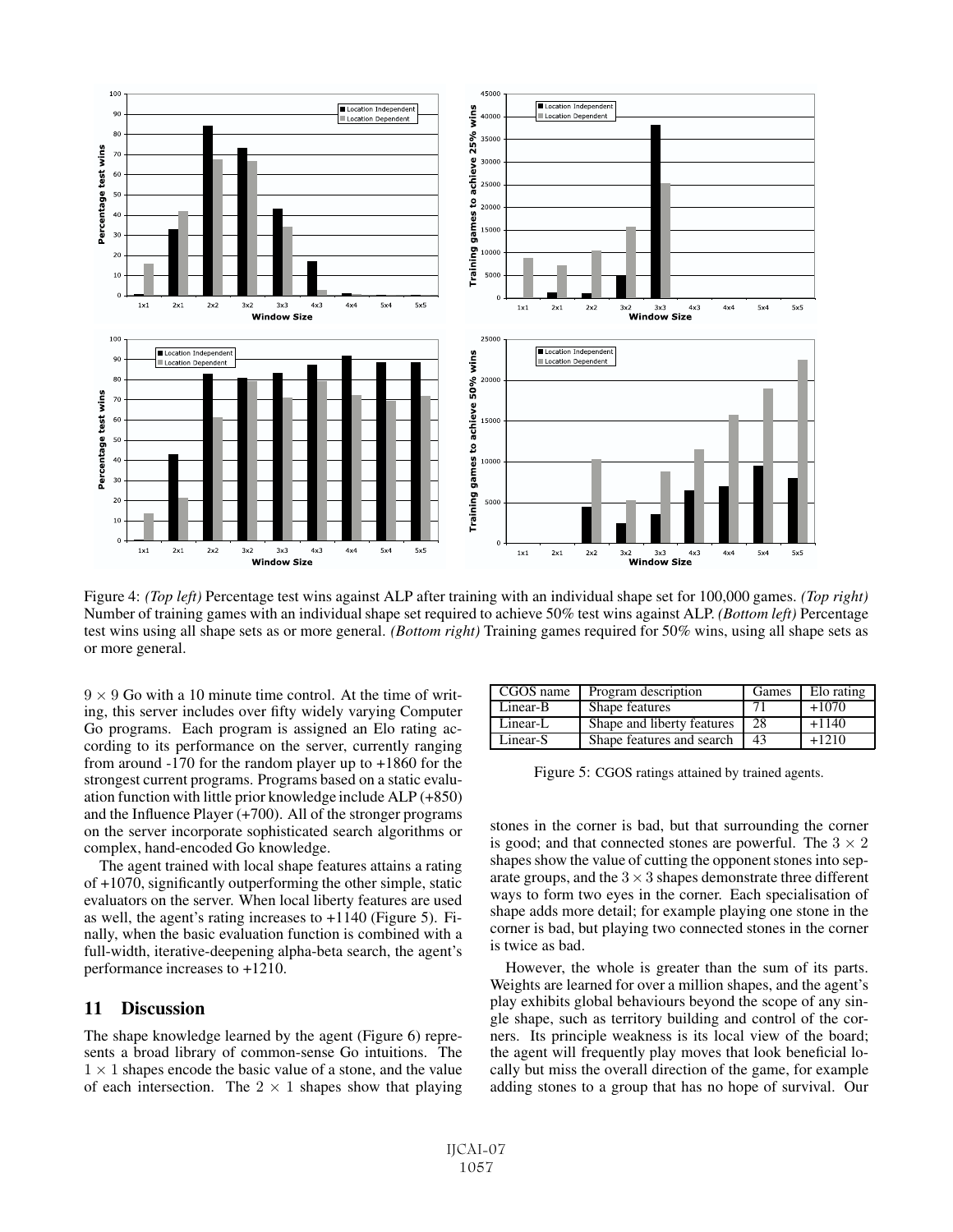Figure 4: *(Top left)* Percentage test wins against ALP after training with an individual shape set for 100,000 games. *(Top right)* Number of training games with an individual shape set required to achieve 50% test wins against ALP. *(Bottom left)* Percentage test wins using all shape sets as or more general. *(Bottom right)* Training games required for 50% wins, using all shape sets as or more general.

$9 \times 9$ Go with a 10 minute time control. At the time of writing, this server includes over fifty widely varying Computer Go programs. Each program is assigned an Elo rating according to its performance on the server, currently ranging from around -170 for the random player up to +1860 for the strongest current programs. Programs based on a static evaluation function with little prior knowledge include ALP (+850) and the Influence Player (+700). All of the stronger programs on the server incorporate sophisticated search algorithms or complex, hand-encoded Go knowledge.

The agent trained with local shape features attains a rating of +1070, significantly outperforming the other simple, static evaluators on the server. When local liberty features are used as well, the agent's rating increases to +1140 (Figure 5). Finally, when the basic evaluation function is combined with a full-width, iterative-deepening alpha-beta search, the agent's performance increases to +1210.

| CGOS name | Program description | Games | Elo rating |
|---|---|---|---|
| Linear-B | Shape features | 71 | +1070 |
| Linear-L | Shape and liberty features | 28 | +1140 |
| Linear-S | Shape features and search | 43 | +1210 |

Figure 5: CGOS ratings attained by trained agents.

## 11 Discussion

The shape knowledge learned by the agent (Figure 6) represents a broad library of common-sense Go intuitions. The $1 \times 1$ shapes encode the basic value of a stone, and the value of each intersection. The $2 \times 1$ shapes show that playing stones in the corner is bad, but that surrounding the corner is good; and that connected stones are powerful. The $3 \times 2$ shapes show the value of cutting the opponent stones into separate groups, and the $3 \times 3$ shapes demonstrate three different ways to form two eyes in the corner. Each specialisation of shape adds more detail; for example playing one stone in the corner is bad, but playing two connected stones in the corner is twice as bad.

However, the whole is greater than the sum of its parts. Weights are learned for over a million shapes, and the agent's play exhibits global behaviours beyond the scope of any single shape, such as territory building and control of the corners. Its principle weakness is its local view of the board; the agent will frequently play moves that look beneficial locally but miss the overall direction of the game, for example adding stones to a group that has no hope of survival. Our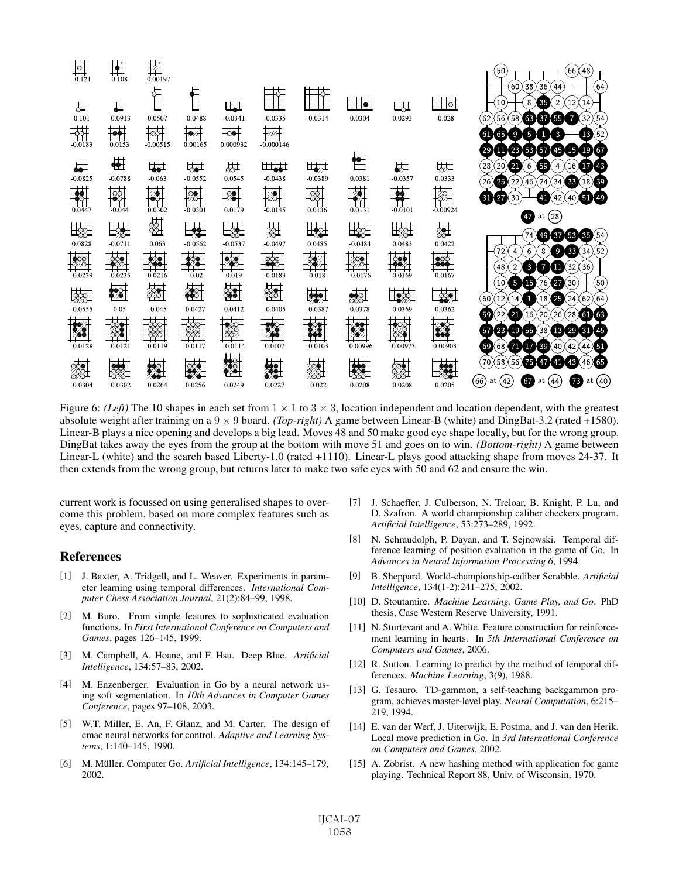-0.121 0.108 -0.00197

0.101 -0.0913 0.0507 -0.0488 -0.0341 -0.0335 -0.0314 0.0304 0.0293 -0.028

-0.0183 0.0153 -0.00515 0.00165 0.000932 -0.000146

-0.0825 -0.0788 -0.063 -0.0552 0.0545 -0.0438 -0.0389 0.0381 -0.0357 0.0333

0.0447 -0.044 0.0302 -0.0301 0.0179 -0.0145 0.0136 0.0131 -0.0101 -0.00924

0.0828 -0.0711 0.063 -0.0562 -0.0537 -0.0497 0.0485 -0.0484 0.0483 0.0422

-0.0239 -0.0235 0.0216 -0.02 0.019 -0.0183 0.018 -0.0176 0.0169 0.0167

-0.0555 0.05 -0.045 0.0427 0.0412 -0.0405 -0.0387 0.0378 0.0369 0.0362

-0.0128 -0.0121 0.0119 0.0117 -0.0114 0.0107 -0.0103 -0.00996 -0.00973 0.00903

-0.0304 -0.0302 0.0264 0.0256 0.0249 0.0227 -0.022 0.0208 0.0208 0.0205

47 at 28

66 at 42 67 at 44 73 at 40

Figure 6: *(Left)* The 10 shapes in each set from $1 \times 1$ to $3 \times 3$, location independent and location dependent, with the greatest absolute weight after training on a $9 \times 9$ board. *(Top-right)* A game between Linear-B (white) and DingBat-3.2 (rated +1580). Linear-B plays a nice opening and develops a big lead. Moves 48 and 50 make good eye shape locally, but for the wrong group. DingBat takes away the eyes from the group at the bottom with move 51 and goes on to win. *(Bottom-right)* A game between Linear-L (white) and the search based Liberty-1.0 (rated +1110). Linear-L plays good attacking shape from moves 24-37. It then extends from the wrong group, but returns later to make two safe eyes with 50 and 62 and ensure the win.

current work is focussed on using generalised shapes to overcome this problem, based on more complex features such as eyes, capture and connectivity.

## References

[1] J. Baxter, A. Tridgell, and L. Weaver. Experiments in parameter learning using temporal differences. *International Computer Chess Association Journal*, 21(2):84–99, 1998.

[2] M. Buro. From simple features to sophisticated evaluation functions. In *First International Conference on Computers and Games*, pages 126–145, 1999.

[3] M. Campbell, A. Hoane, and F. Hsu. Deep Blue. *Artificial Intelligence*, 134:57–83, 2002.

[4] M. Enzenberger. Evaluation in Go by a neural network using soft segmentation. In *10th Advances in Computer Games Conference*, pages 97–108, 2003.

[5] W.T. Miller, E. An, F. Glanz, and M. Carter. The design of cmac neural networks for control. *Adaptive and Learning Systems*, 1:140–145, 1990.

[6] M. Müller. Computer Go. *Artificial Intelligence*, 134:145–179, 2002.

[7] J. Schaeffer, J. Culberson, N. Treloar, B. Knight, P. Lu, and D. Szafron. A world championship caliber checkers program. *Artificial Intelligence*, 53:273–289, 1992.

[8] N. Schraudolph, P. Dayan, and T. Sejnowski. Temporal difference learning of position evaluation in the game of Go. In *Advances in Neural Information Processing 6*, 1994.

[9] B. Sheppard. World-championship-caliber Scrabble. *Artificial Intelligence*, 134(1-2):241–275, 2002.

[10] D. Stoutamire. *Machine Learning, Game Play, and Go*. PhD thesis, Case Western Reserve University, 1991.

[11] N. Sturtevant and A. White. Feature construction for reinforcement learning in hearts. In *5th International Conference on Computers and Games*, 2006.

[12] R. Sutton. Learning to predict by the method of temporal differences. *Machine Learning*, 3(9), 1988.

[13] G. Tesauro. TD-gammon, a self-teaching backgammon program, achieves master-level play. *Neural Computation*, 6:215–219, 1994.

[14] E. van der Werf, J. Uiterwijk, E. Postma, and J. van den Herik. Local move prediction in Go. In *3rd International Conference on Computers and Games*, 2002.

[15] A. Zobrist. A new hashing method with application for game playing. Technical Report 88, Univ. of Wisconsin, 1970.